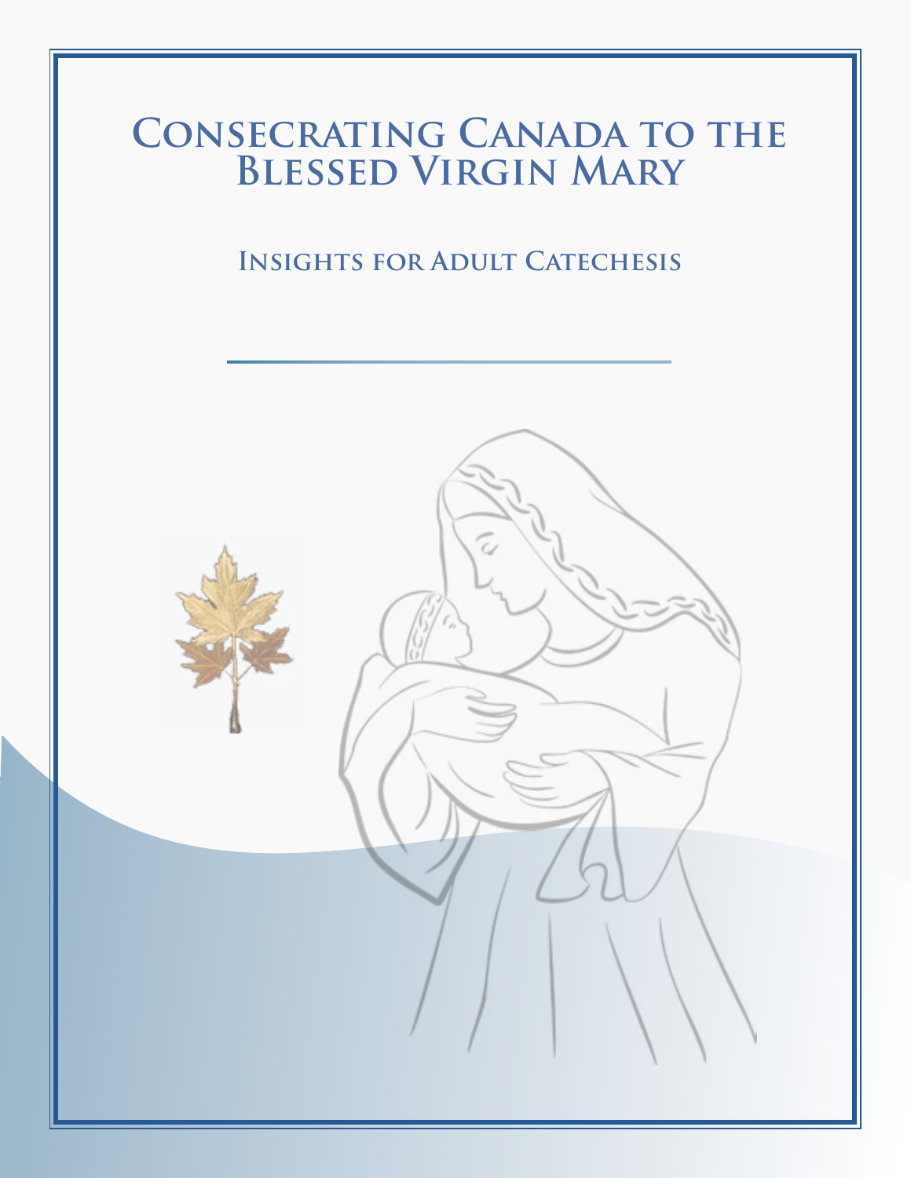# Consecrating Canada to the Blessed Virgin Mary

## Insights for Adult Catechesis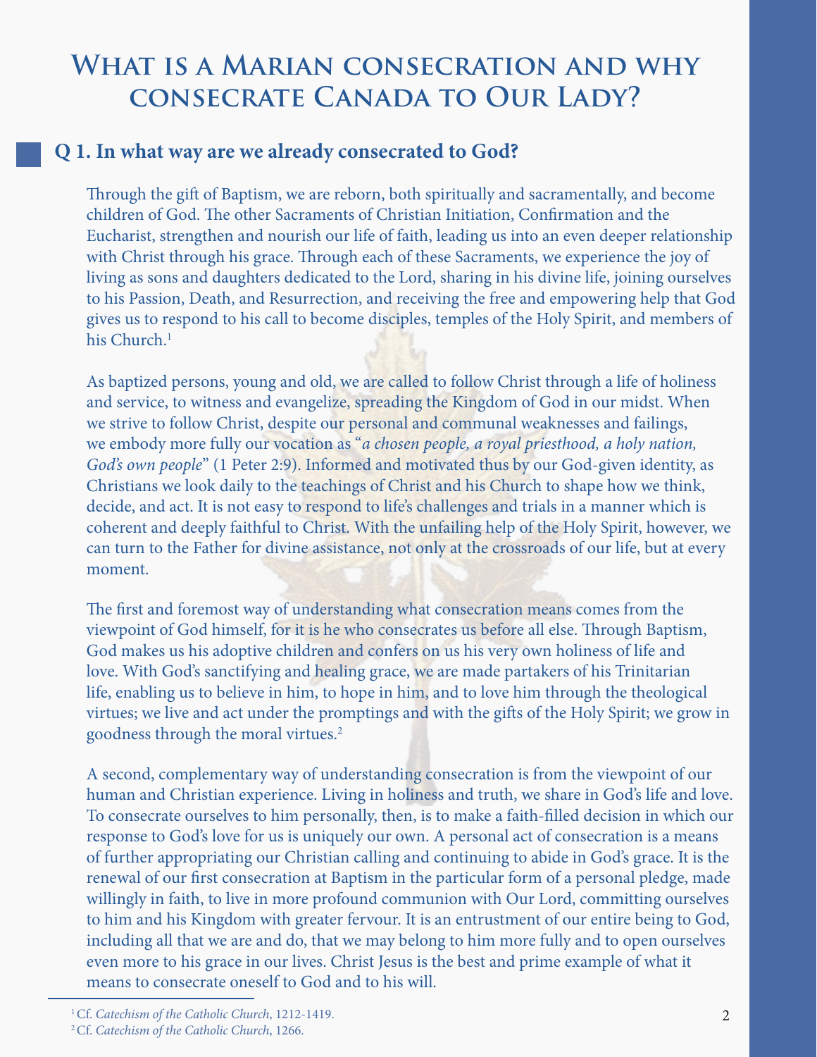# What is a Marian consecration and why consecrate Canada to Our Lady?

## Q 1. In what way are we already consecrated to God?

Through the gift of Baptism, we are reborn, both spiritually and sacramentally, and become children of God. The other Sacraments of Christian Initiation, Confirmation and the Eucharist, strengthen and nourish our life of faith, leading us into an even deeper relationship with Christ through his grace. Through each of these Sacraments, we experience the joy of living as sons and daughters dedicated to the Lord, sharing in his divine life, joining ourselves to his Passion, Death, and Resurrection, and receiving the free and empowering help that God gives us to respond to his call to become disciples, temples of the Holy Spirit, and members of his Church.[1]

As baptized persons, young and old, we are called to follow Christ through a life of holiness and service, to witness and evangelize, spreading the Kingdom of God in our midst. When we strive to follow Christ, despite our personal and communal weaknesses and failings, we embody more fully our vocation as "*a chosen people, a royal priesthood, a holy nation, God's own people*" (1 Peter 2:9). Informed and motivated thus by our God-given identity, as Christians we look daily to the teachings of Christ and his Church to shape how we think, decide, and act. It is not easy to respond to life's challenges and trials in a manner which is coherent and deeply faithful to Christ. With the unfailing help of the Holy Spirit, however, we can turn to the Father for divine assistance, not only at the crossroads of our life, but at every moment.

The first and foremost way of understanding what consecration means comes from the viewpoint of God himself, for it is he who consecrates us before all else. Through Baptism, God makes us his adoptive children and confers on us his very own holiness of life and love. With God's sanctifying and healing grace, we are made partakers of his Trinitarian life, enabling us to believe in him, to hope in him, and to love him through the theological virtues; we live and act under the promptings and with the gifts of the Holy Spirit; we grow in goodness through the moral virtues.[2]

A second, complementary way of understanding consecration is from the viewpoint of our human and Christian experience. Living in holiness and truth, we share in God's life and love. To consecrate ourselves to him personally, then, is to make a faith-filled decision in which our response to God's love for us is uniquely our own. A personal act of consecration is a means of further appropriating our Christian calling and continuing to abide in God's grace. It is the renewal of our first consecration at Baptism in the particular form of a personal pledge, made willingly in faith, to live in more profound communion with Our Lord, committing ourselves to him and his Kingdom with greater fervour. It is an entrustment of our entire being to God, including all that we are and do, that we may belong to him more fully and to open ourselves even more to his grace in our lives. Christ Jesus is the best and prime example of what it means to consecrate oneself to God and to his will.

---

[1] Cf. *Catechism of the Catholic Church*, 1212-1419.

[2] Cf. *Catechism of the Catholic Church*, 1266.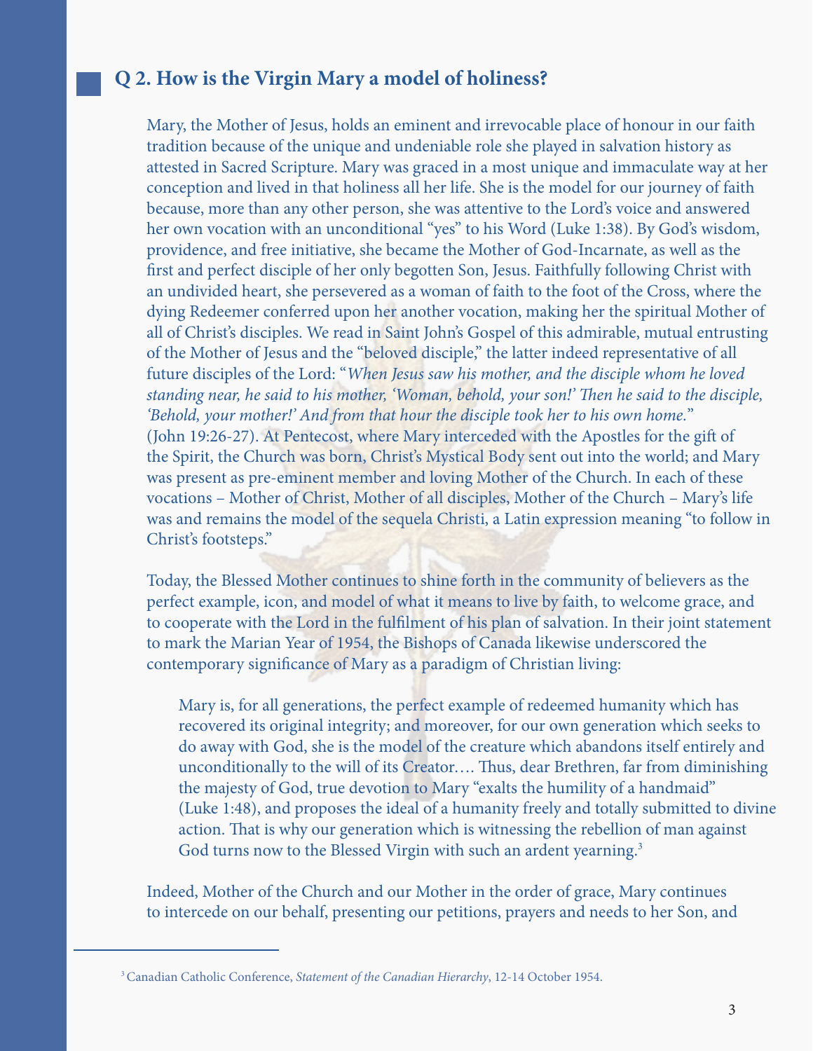## Q 2. How is the Virgin Mary a model of holiness?

Mary, the Mother of Jesus, holds an eminent and irrevocable place of honour in our faith tradition because of the unique and undeniable role she played in salvation history as attested in Sacred Scripture. Mary was graced in a most unique and immaculate way at her conception and lived in that holiness all her life. She is the model for our journey of faith because, more than any other person, she was attentive to the Lord's voice and answered her own vocation with an unconditional "yes" to his Word (Luke 1:38). By God's wisdom, providence, and free initiative, she became the Mother of God-Incarnate, as well as the first and perfect disciple of her only begotten Son, Jesus. Faithfully following Christ with an undivided heart, she persevered as a woman of faith to the foot of the Cross, where the dying Redeemer conferred upon her another vocation, making her the spiritual Mother of all of Christ's disciples. We read in Saint John's Gospel of this admirable, mutual entrusting of the Mother of Jesus and the "beloved disciple," the latter indeed representative of all future disciples of the Lord: "*When Jesus saw his mother, and the disciple whom he loved standing near, he said to his mother, 'Woman, behold, your son!' Then he said to the disciple, 'Behold, your mother!' And from that hour the disciple took her to his own home.*" (John 19:26-27). At Pentecost, where Mary interceded with the Apostles for the gift of the Spirit, the Church was born, Christ's Mystical Body sent out into the world; and Mary was present as pre-eminent member and loving Mother of the Church. In each of these vocations – Mother of Christ, Mother of all disciples, Mother of the Church – Mary's life was and remains the model of the sequela Christi, a Latin expression meaning "to follow in Christ's footsteps."

Today, the Blessed Mother continues to shine forth in the community of believers as the perfect example, icon, and model of what it means to live by faith, to welcome grace, and to cooperate with the Lord in the fulfilment of his plan of salvation. In their joint statement to mark the Marian Year of 1954, the Bishops of Canada likewise underscored the contemporary significance of Mary as a paradigm of Christian living:

> Mary is, for all generations, the perfect example of redeemed humanity which has recovered its original integrity; and moreover, for our own generation which seeks to do away with God, she is the model of the creature which abandons itself entirely and unconditionally to the will of its Creator.... Thus, dear Brethren, far from diminishing the majesty of God, true devotion to Mary "exalts the humility of a handmaid" (Luke 1:48), and proposes the ideal of a humanity freely and totally submitted to divine action. That is why our generation which is witnessing the rebellion of man against God turns now to the Blessed Virgin with such an ardent yearning.[3]

Indeed, Mother of the Church and our Mother in the order of grace, Mary continues to intercede on our behalf, presenting our petitions, prayers and needs to her Son, and

---

[3] Canadian Catholic Conference, *Statement of the Canadian Hierarchy*, 12-14 October 1954.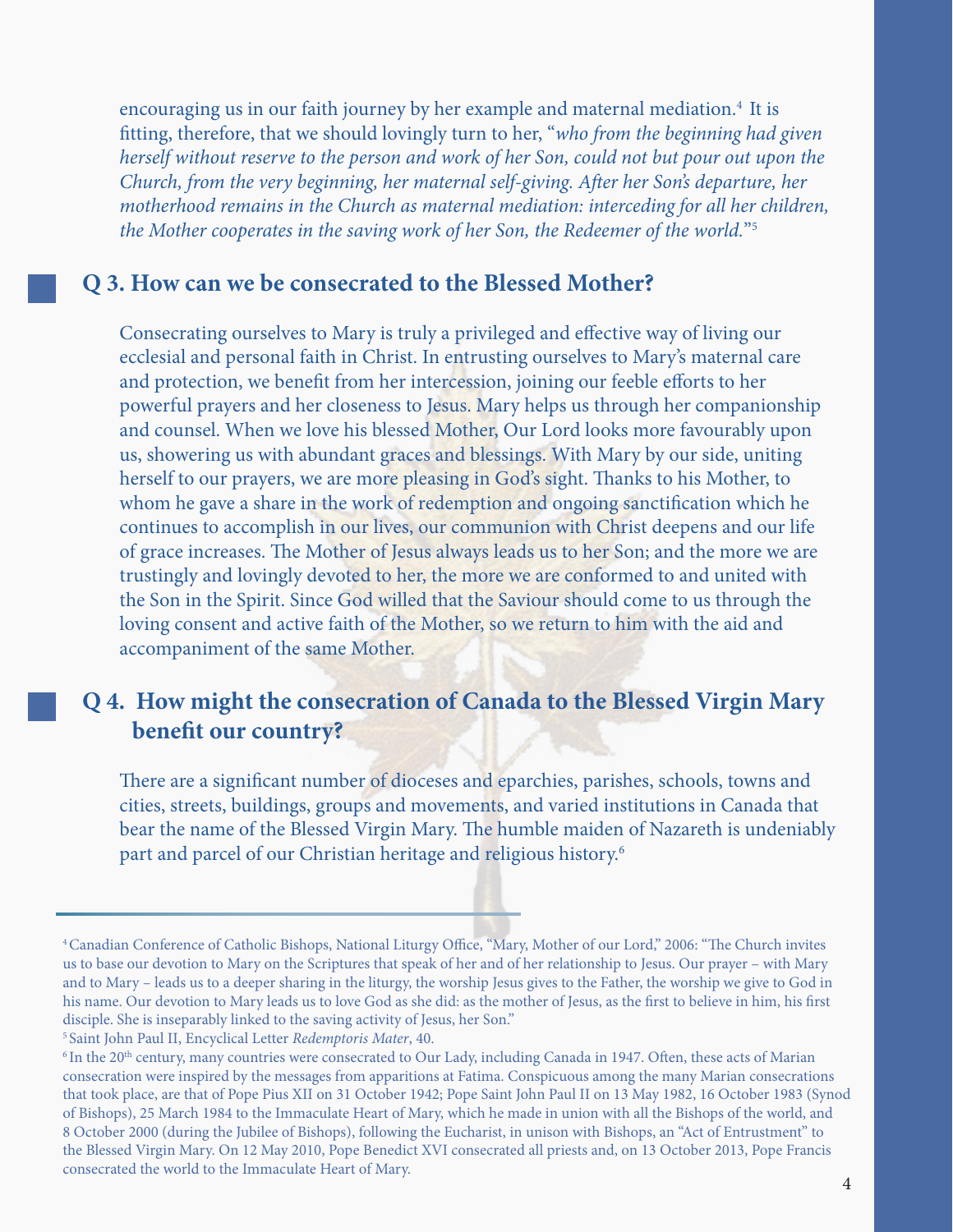encouraging us in our faith journey by her example and maternal mediation.[4] It is fitting, therefore, that we should lovingly turn to her, "*who from the beginning had given herself without reserve to the person and work of her Son, could not but pour out upon the Church, from the very beginning, her maternal self-giving. After her Son's departure, her motherhood remains in the Church as maternal mediation: interceding for all her children, the Mother cooperates in the saving work of her Son, the Redeemer of the world.*"[5]

## Q 3. How can we be consecrated to the Blessed Mother?

Consecrating ourselves to Mary is truly a privileged and effective way of living our ecclesial and personal faith in Christ. In entrusting ourselves to Mary's maternal care and protection, we benefit from her intercession, joining our feeble efforts to her powerful prayers and her closeness to Jesus. Mary helps us through her companionship and counsel. When we love his blessed Mother, Our Lord looks more favourably upon us, showering us with abundant graces and blessings. With Mary by our side, uniting herself to our prayers, we are more pleasing in God's sight. Thanks to his Mother, to whom he gave a share in the work of redemption and ongoing sanctification which he continues to accomplish in our lives, our communion with Christ deepens and our life of grace increases. The Mother of Jesus always leads us to her Son; and the more we are trustingly and lovingly devoted to her, the more we are conformed to and united with the Son in the Spirit. Since God willed that the Saviour should come to us through the loving consent and active faith of the Mother, so we return to him with the aid and accompaniment of the same Mother.

## Q 4. How might the consecration of Canada to the Blessed Virgin Mary benefit our country?

There are a significant number of dioceses and eparchies, parishes, schools, towns and cities, streets, buildings, groups and movements, and varied institutions in Canada that bear the name of the Blessed Virgin Mary. The humble maiden of Nazareth is undeniably part and parcel of our Christian heritage and religious history.[6]

---

[4] Canadian Conference of Catholic Bishops, National Liturgy Office, "Mary, Mother of our Lord," 2006: "The Church invites us to base our devotion to Mary on the Scriptures that speak of her and of her relationship to Jesus. Our prayer – with Mary and to Mary – leads us to a deeper sharing in the liturgy, the worship Jesus gives to the Father, the worship we give to God in his name. Our devotion to Mary leads us to love God as she did: as the mother of Jesus, as the first to believe in him, his first disciple. She is inseparably linked to the saving activity of Jesus, her Son."

[5] Saint John Paul II, Encyclical Letter *Redemptoris Mater*, 40.

[6] In the 20th century, many countries were consecrated to Our Lady, including Canada in 1947. Often, these acts of Marian consecration were inspired by the messages from apparitions at Fatima. Conspicuous among the many Marian consecrations that took place, are that of Pope Pius XII on 31 October 1942; Pope Saint John Paul II on 13 May 1982, 16 October 1983 (Synod of Bishops), 25 March 1984 to the Immaculate Heart of Mary, which he made in union with all the Bishops of the world, and 8 October 2000 (during the Jubilee of Bishops), following the Eucharist, in unison with Bishops, an "Act of Entrustment" to the Blessed Virgin Mary. On 12 May 2010, Pope Benedict XVI consecrated all priests and, on 13 October 2013, Pope Francis consecrated the world to the Immaculate Heart of Mary.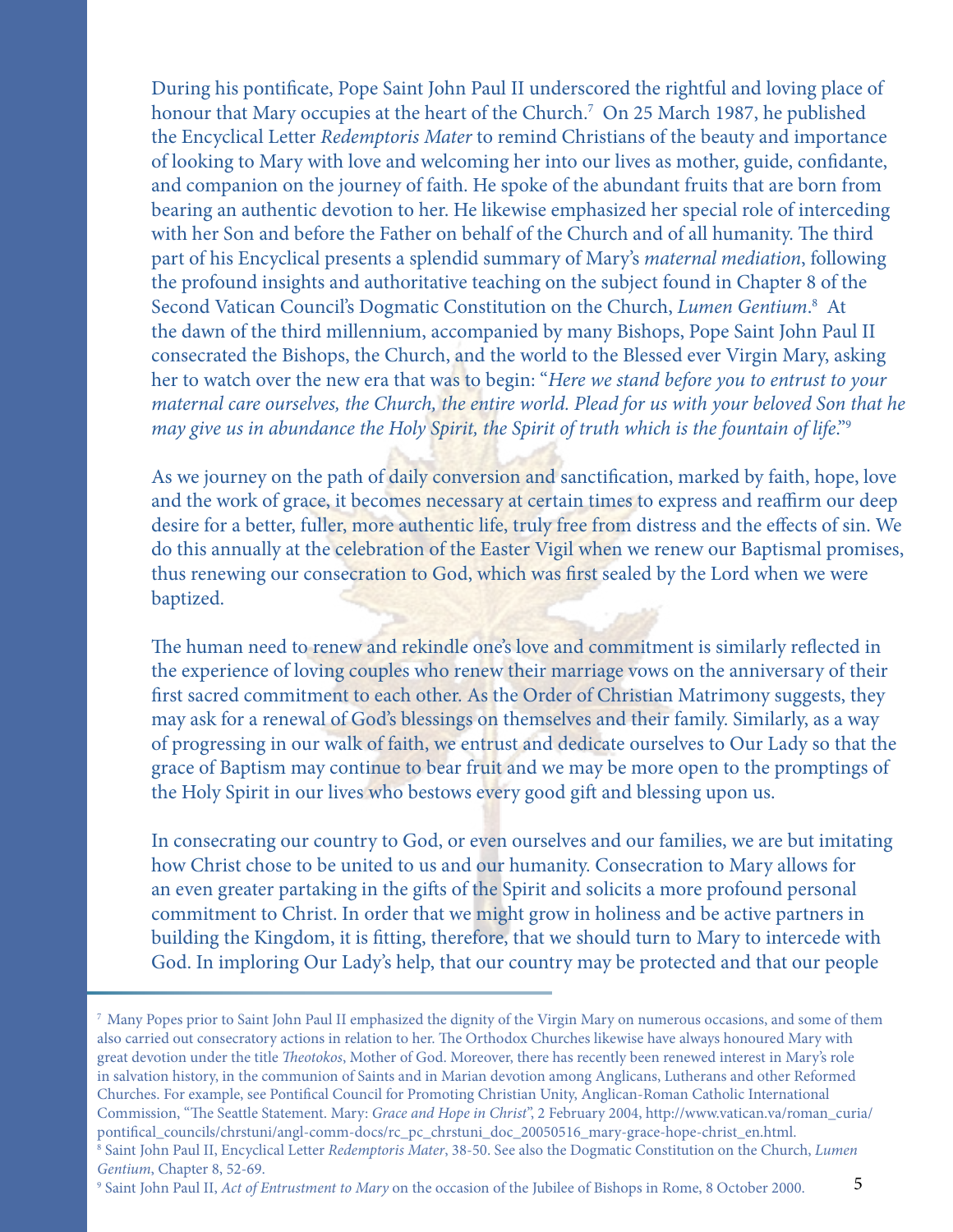During his pontificate, Pope Saint John Paul II underscored the rightful and loving place of honour that Mary occupies at the heart of the Church.[7] On 25 March 1987, he published the Encyclical Letter *Redemptoris Mater* to remind Christians of the beauty and importance of looking to Mary with love and welcoming her into our lives as mother, guide, confidante, and companion on the journey of faith. He spoke of the abundant fruits that are born from bearing an authentic devotion to her. He likewise emphasized her special role of interceding with her Son and before the Father on behalf of the Church and of all humanity. The third part of his Encyclical presents a splendid summary of Mary's *maternal mediation*, following the profound insights and authoritative teaching on the subject found in Chapter 8 of the Second Vatican Council's Dogmatic Constitution on the Church, *Lumen Gentium*.[8] At the dawn of the third millennium, accompanied by many Bishops, Pope Saint John Paul II consecrated the Bishops, the Church, and the world to the Blessed ever Virgin Mary, asking her to watch over the new era that was to begin: "*Here we stand before you to entrust to your maternal care ourselves, the Church, the entire world. Plead for us with your beloved Son that he may give us in abundance the Holy Spirit, the Spirit of truth which is the fountain of life*."[9]

As we journey on the path of daily conversion and sanctification, marked by faith, hope, love and the work of grace, it becomes necessary at certain times to express and reaffirm our deep desire for a better, fuller, more authentic life, truly free from distress and the effects of sin. We do this annually at the celebration of the Easter Vigil when we renew our Baptismal promises, thus renewing our consecration to God, which was first sealed by the Lord when we were baptized.

The human need to renew and rekindle one's love and commitment is similarly reflected in the experience of loving couples who renew their marriage vows on the anniversary of their first sacred commitment to each other. As the Order of Christian Matrimony suggests, they may ask for a renewal of God's blessings on themselves and their family. Similarly, as a way of progressing in our walk of faith, we entrust and dedicate ourselves to Our Lady so that the grace of Baptism may continue to bear fruit and we may be more open to the promptings of the Holy Spirit in our lives who bestows every good gift and blessing upon us.

In consecrating our country to God, or even ourselves and our families, we are but imitating how Christ chose to be united to us and our humanity. Consecration to Mary allows for an even greater partaking in the gifts of the Spirit and solicits a more profound personal commitment to Christ. In order that we might grow in holiness and be active partners in building the Kingdom, it is fitting, therefore, that we should turn to Mary to intercede with God. In imploring Our Lady's help, that our country may be protected and that our people

---

[7] Many Popes prior to Saint John Paul II emphasized the dignity of the Virgin Mary on numerous occasions, and some of them also carried out consecratory actions in relation to her. The Orthodox Churches likewise have always honoured Mary with great devotion under the title *Theotokos*, Mother of God. Moreover, there has recently been renewed interest in Mary's role in salvation history, in the communion of Saints and in Marian devotion among Anglicans, Lutherans and other Reformed Churches. For example, see Pontifical Council for Promoting Christian Unity, Anglican-Roman Catholic International Commission, "The Seattle Statement. Mary: *Grace and Hope in Christ*", 2 February 2004, http://www.vatican.va/roman_curia/pontifical_councils/chrstuni/angl-comm-docs/rc_pc_chrstuni_doc_20050516_mary-grace-hope-christ_en.html.

[8] Saint John Paul II, Encyclical Letter *Redemptoris Mater*, 38-50. See also the Dogmatic Constitution on the Church, *Lumen Gentium*, Chapter 8, 52-69.

[9] Saint John Paul II, *Act of Entrustment to Mary* on the occasion of the Jubilee of Bishops in Rome, 8 October 2000.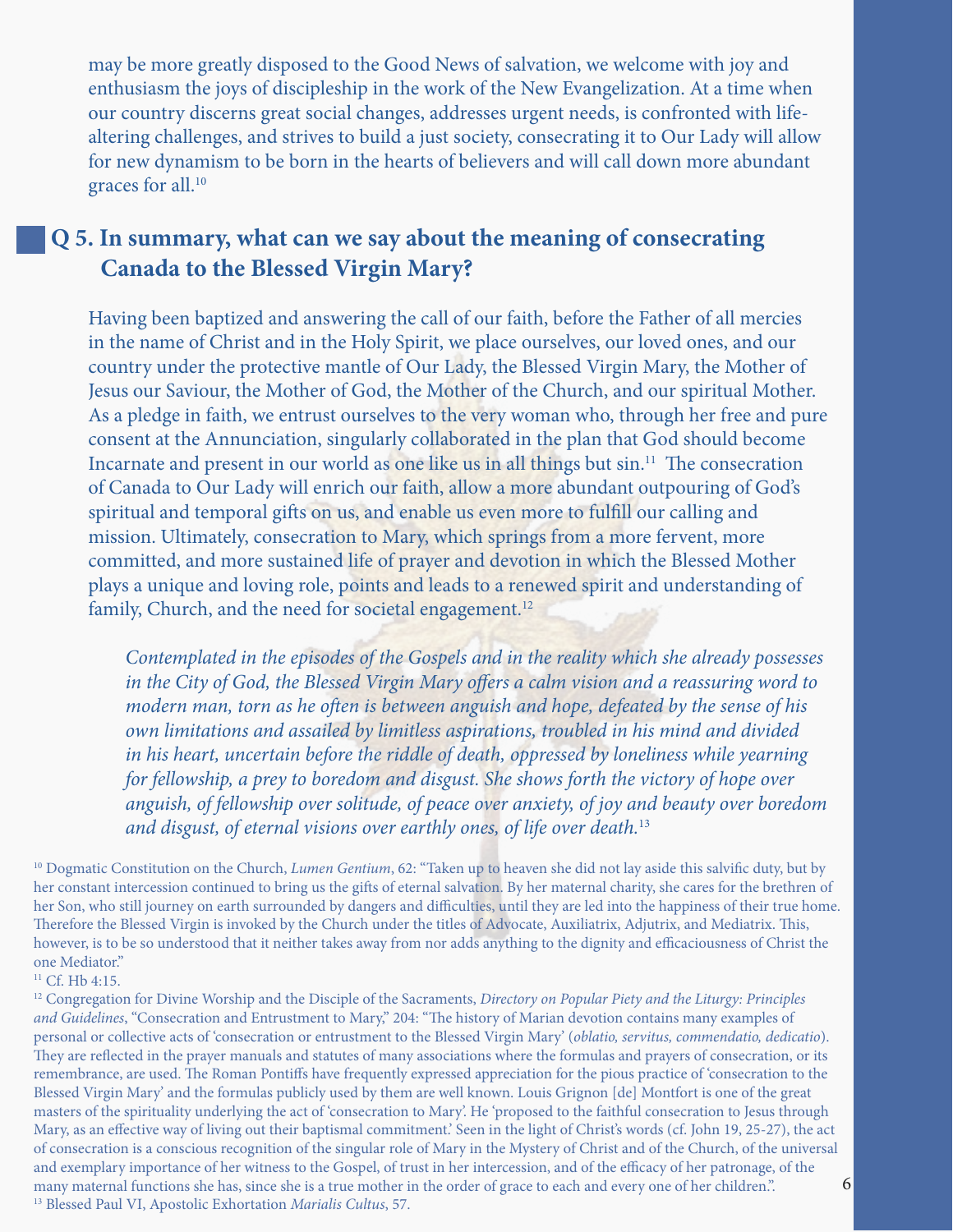may be more greatly disposed to the Good News of salvation, we welcome with joy and enthusiasm the joys of discipleship in the work of the New Evangelization. At a time when our country discerns great social changes, addresses urgent needs, is confronted with life-altering challenges, and strives to build a just society, consecrating it to Our Lady will allow for new dynamism to be born in the hearts of believers and will call down more abundant graces for all.[10]

## Q 5. In summary, what can we say about the meaning of consecrating Canada to the Blessed Virgin Mary?

Having been baptized and answering the call of our faith, before the Father of all mercies in the name of Christ and in the Holy Spirit, we place ourselves, our loved ones, and our country under the protective mantle of Our Lady, the Blessed Virgin Mary, the Mother of Jesus our Saviour, the Mother of God, the Mother of the Church, and our spiritual Mother. As a pledge in faith, we entrust ourselves to the very woman who, through her free and pure consent at the Annunciation, singularly collaborated in the plan that God should become Incarnate and present in our world as one like us in all things but sin.[11] The consecration of Canada to Our Lady will enrich our faith, allow a more abundant outpouring of God's spiritual and temporal gifts on us, and enable us even more to fulfill our calling and mission. Ultimately, consecration to Mary, which springs from a more fervent, more committed, and more sustained life of prayer and devotion in which the Blessed Mother plays a unique and loving role, points and leads to a renewed spirit and understanding of family, Church, and the need for societal engagement.[12]

> *Contemplated in the episodes of the Gospels and in the reality which she already possesses in the City of God, the Blessed Virgin Mary offers a calm vision and a reassuring word to modern man, torn as he often is between anguish and hope, defeated by the sense of his own limitations and assailed by limitless aspirations, troubled in his mind and divided in his heart, uncertain before the riddle of death, oppressed by loneliness while yearning for fellowship, a prey to boredom and disgust. She shows forth the victory of hope over anguish, of fellowship over solitude, of peace over anxiety, of joy and beauty over boredom and disgust, of eternal visions over earthly ones, of life over death.*[13]

[10] Dogmatic Constitution on the Church, *Lumen Gentium*, 62: "Taken up to heaven she did not lay aside this salvific duty, but by her constant intercession continued to bring us the gifts of eternal salvation. By her maternal charity, she cares for the brethren of her Son, who still journey on earth surrounded by dangers and difficulties, until they are led into the happiness of their true home. Therefore the Blessed Virgin is invoked by the Church under the titles of Advocate, Auxiliatrix, Adjutrix, and Mediatrix. This, however, is to be so understood that it neither takes away from nor adds anything to the dignity and efficaciousness of Christ the one Mediator."

[11] Cf. Hb 4:15.

[12] Congregation for Divine Worship and the Disciple of the Sacraments, *Directory on Popular Piety and the Liturgy: Principles and Guidelines*, "Consecration and Entrustment to Mary," 204: "The history of Marian devotion contains many examples of personal or collective acts of 'consecration or entrustment to the Blessed Virgin Mary' (*oblatio, servitus, commendatio, dedicatio*). They are reflected in the prayer manuals and statutes of many associations where the formulas and prayers of consecration, or its remembrance, are used. The Roman Pontiffs have frequently expressed appreciation for the pious practice of 'consecration to the Blessed Virgin Mary' and the formulas publicly used by them are well known. Louis Grignon [de] Montfort is one of the great masters of the spirituality underlying the act of 'consecration to Mary'. He 'proposed to the faithful consecration to Jesus through Mary, as an effective way of living out their baptismal commitment.' Seen in the light of Christ's words (cf. John 19, 25-27), the act of consecration is a conscious recognition of the singular role of Mary in the Mystery of Christ and of the Church, of the universal and exemplary importance of her witness to the Gospel, of trust in her intercession, and of the efficacy of her patronage, of the many maternal functions she has, since she is a true mother in the order of grace to each and every one of her children.".

[13] Blessed Paul VI, Apostolic Exhortation *Marialis Cultus*, 57.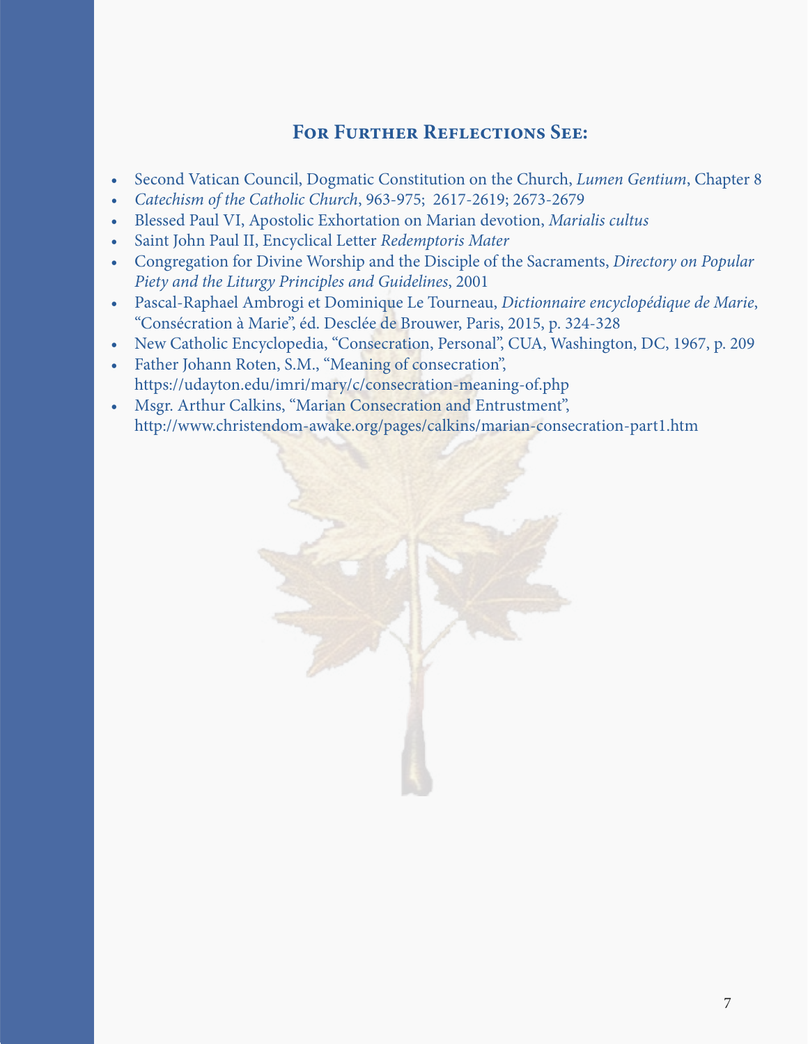## For Further Reflections See:

- Second Vatican Council, Dogmatic Constitution on the Church, *Lumen Gentium*, Chapter 8
- *Catechism of the Catholic Church*, 963-975; 2617-2619; 2673-2679
- Blessed Paul VI, Apostolic Exhortation on Marian devotion, *Marialis cultus*
- Saint John Paul II, Encyclical Letter *Redemptoris Mater*
- Congregation for Divine Worship and the Disciple of the Sacraments, *Directory on Popular Piety and the Liturgy Principles and Guidelines*, 2001
- Pascal-Raphael Ambrogi et Dominique Le Tourneau, *Dictionnaire encyclopédique de Marie*, "Consécration à Marie", éd. Desclée de Brouwer, Paris, 2015, p. 324-328
- New Catholic Encyclopedia, "Consecration, Personal", CUA, Washington, DC, 1967, p. 209
- Father Johann Roten, S.M., "Meaning of consecration", https://udayton.edu/imri/mary/c/consecration-meaning-of.php
- Msgr. Arthur Calkins, "Marian Consecration and Entrustment", http://www.christendom-awake.org/pages/calkins/marian-consecration-part1.htm